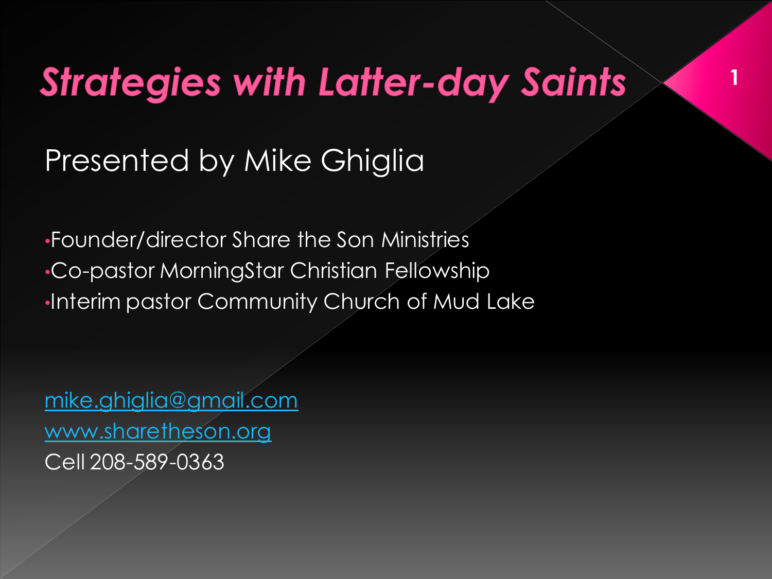# Strategies with Latter-day Saints

Presented by Mike Ghiglia

- Founder/director Share the Son Ministries
- Co-pastor MorningStar Christian Fellowship
- Interim pastor Community Church of Mud Lake

mike.ghiglia@gmail.com
www.sharetheson.org
Cell 208-589-0363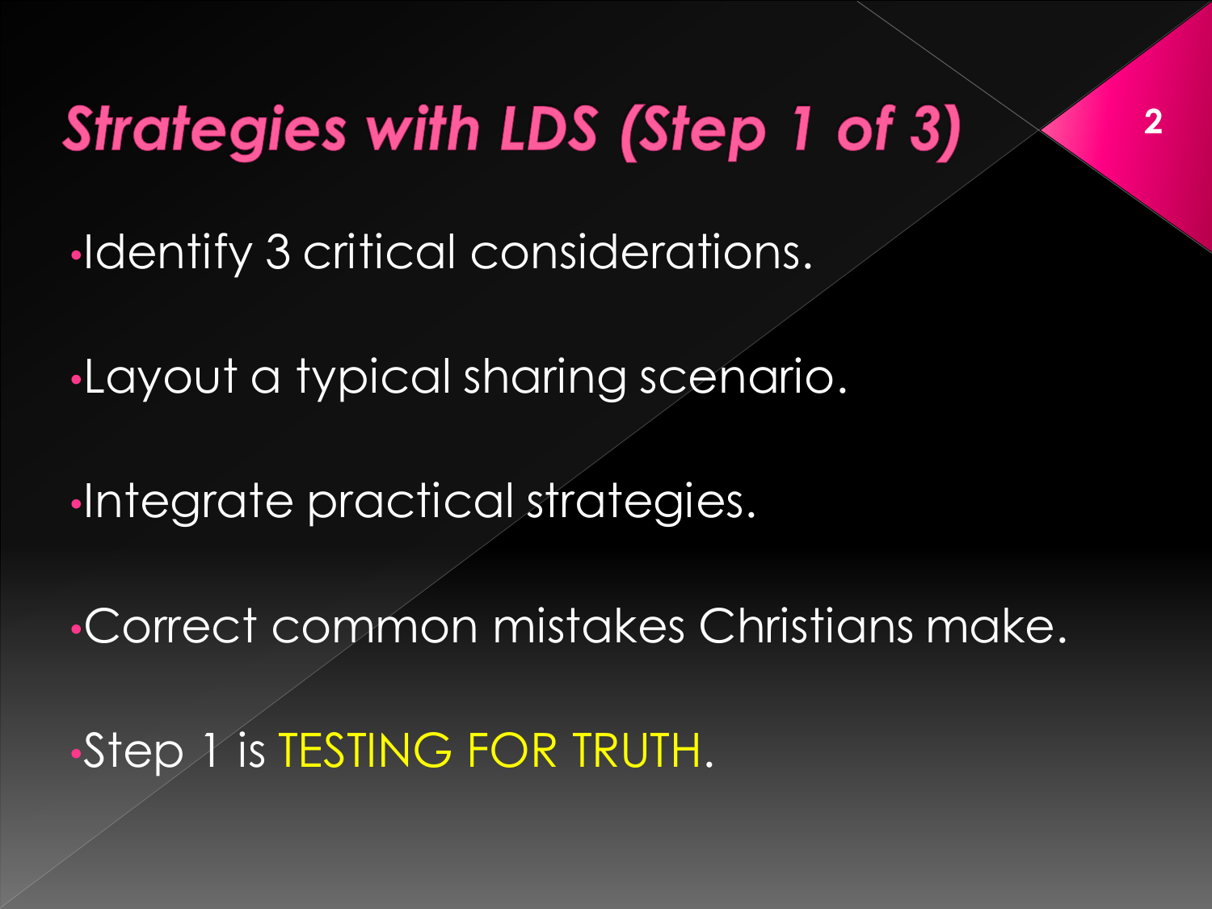# Strategies with LDS (Step 1 of 3)

- Identify 3 critical considerations.
- Layout a typical sharing scenario.
- Integrate practical strategies.
- Correct common mistakes Christians make.
- Step 1 is TESTING FOR TRUTH.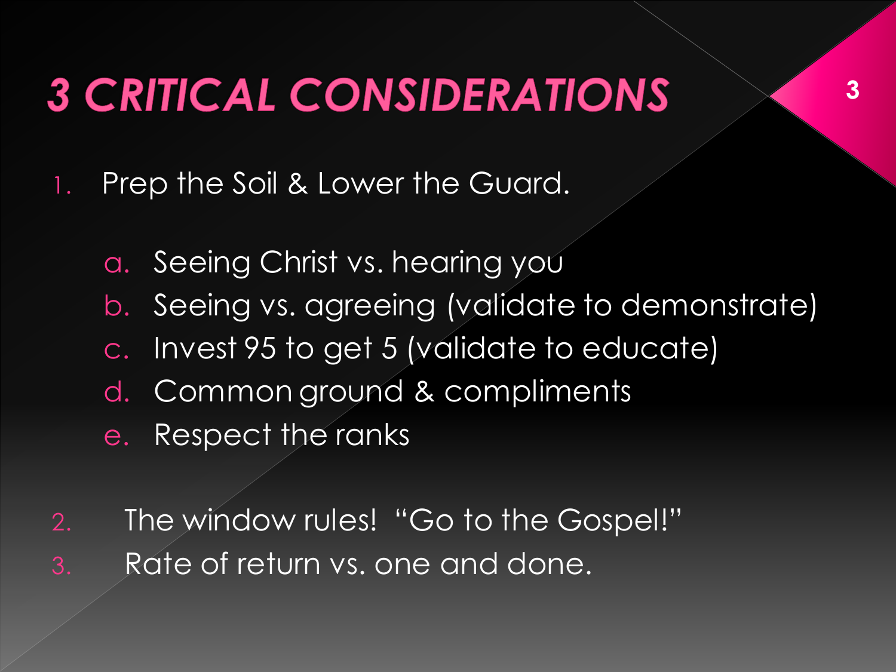# 3 CRITICAL CONSIDERATIONS

1. Prep the Soil & Lower the Guard.
   a. Seeing Christ vs. hearing you
   b. Seeing vs. agreeing (validate to demonstrate)
   c. Invest 95 to get 5 (validate to educate)
   d. Common ground & compliments
   e. Respect the ranks
2. The window rules! "Go to the Gospel!"
3. Rate of return vs. one and done.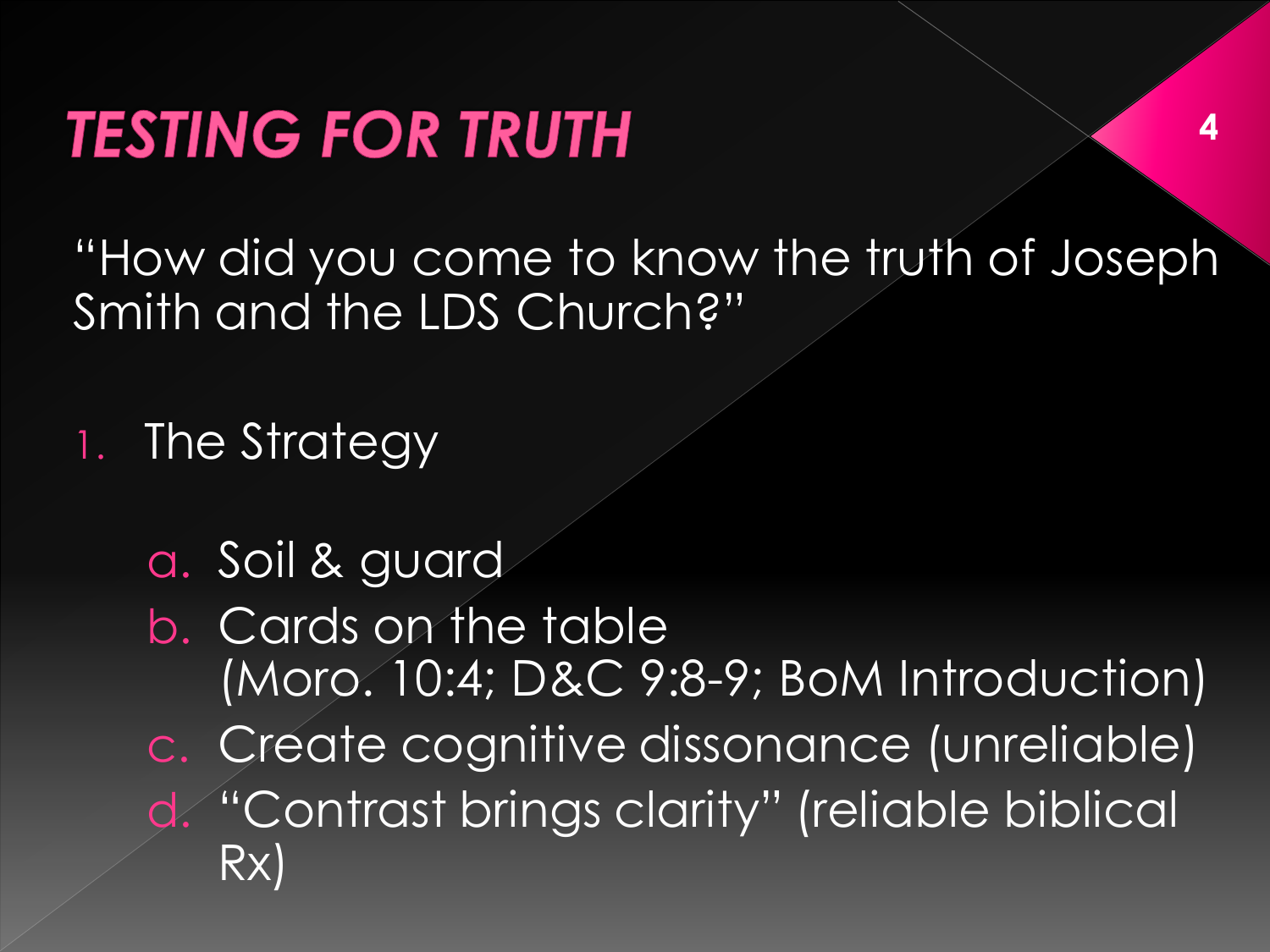# TESTING FOR TRUTH

"How did you come to know the truth of Joseph Smith and the LDS Church?"

1. The Strategy

   a. Soil & guard
   b. Cards on the table (Moro. 10:4; D&C 9:8-9; BoM Introduction)
   c. Create cognitive dissonance (unreliable)
   d. "Contrast brings clarity" (reliable biblical Rx)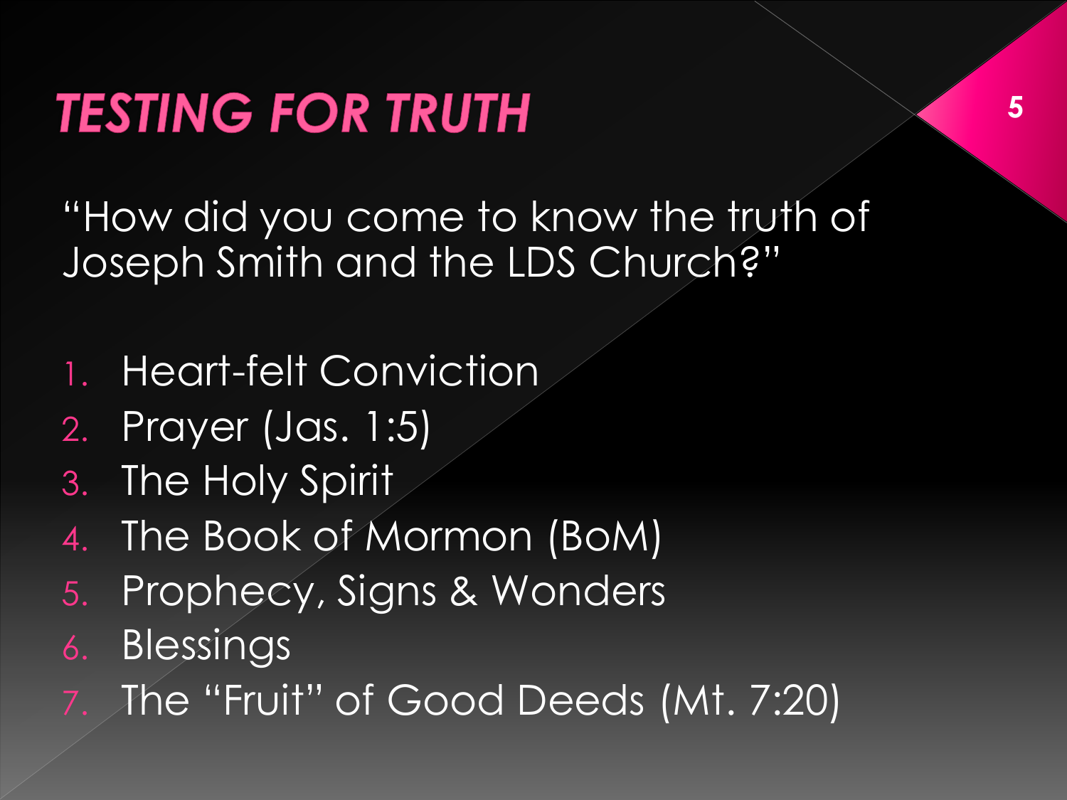# TESTING FOR TRUTH

"How did you come to know the truth of Joseph Smith and the LDS Church?"

1. Heart-felt Conviction
2. Prayer (Jas. 1:5)
3. The Holy Spirit
4. The Book of Mormon (BoM)
5. Prophecy, Signs & Wonders
6. Blessings
7. The "Fruit" of Good Deeds (Mt. 7:20)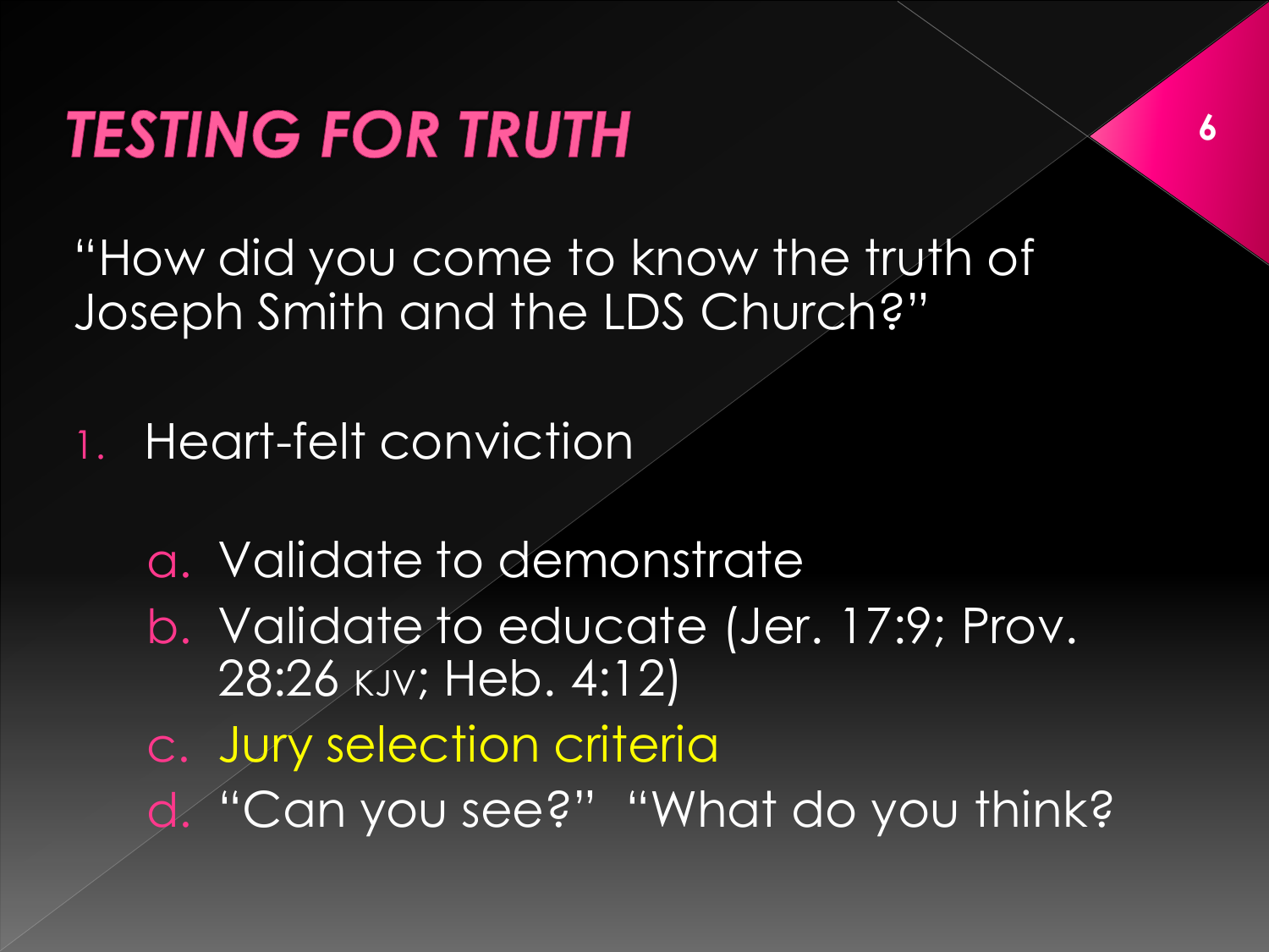# TESTING FOR TRUTH

"How did you come to know the truth of Joseph Smith and the LDS Church?"

1. Heart-felt conviction

   a. Validate to demonstrate
   b. Validate to educate (Jer. 17:9; Prov. 28:26 KJV; Heb. 4:12)
   c. Jury selection criteria
   d. "Can you see?" "What do you think?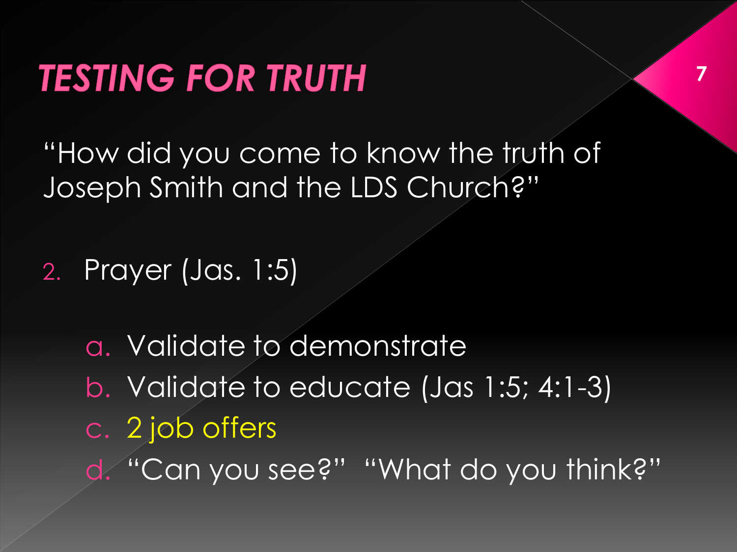# TESTING FOR TRUTH

"How did you come to know the truth of Joseph Smith and the LDS Church?"

2. Prayer (Jas. 1:5)

   a. Validate to demonstrate
   b. Validate to educate (Jas 1:5; 4:1-3)
   c. 2 job offers
   d. "Can you see?" "What do you think?"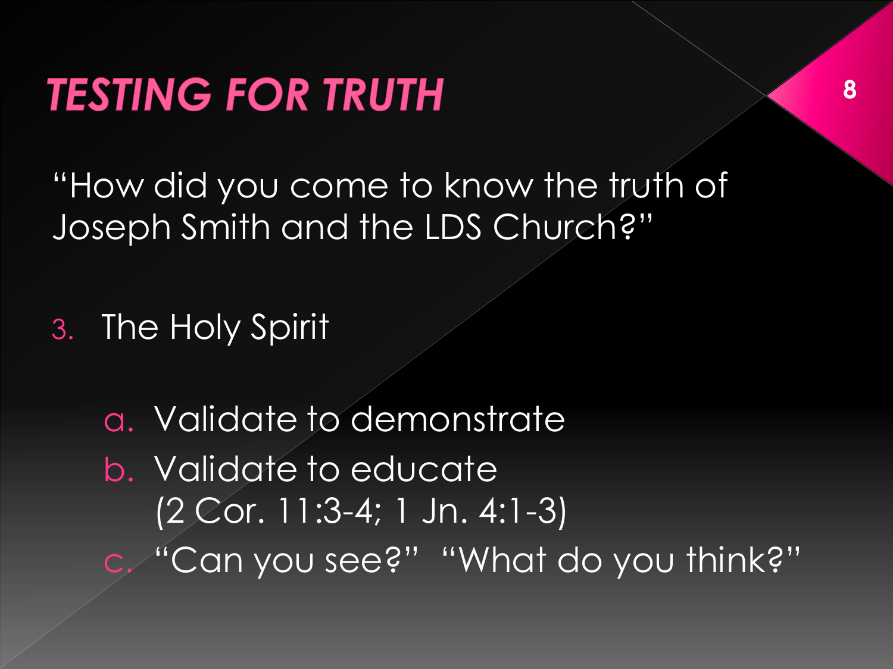# TESTING FOR TRUTH

"How did you come to know the truth of Joseph Smith and the LDS Church?"

3. The Holy Spirit

   a. Validate to demonstrate
   b. Validate to educate
      (2 Cor. 11:3-4; 1 Jn. 4:1-3)
   c. "Can you see?" "What do you think?"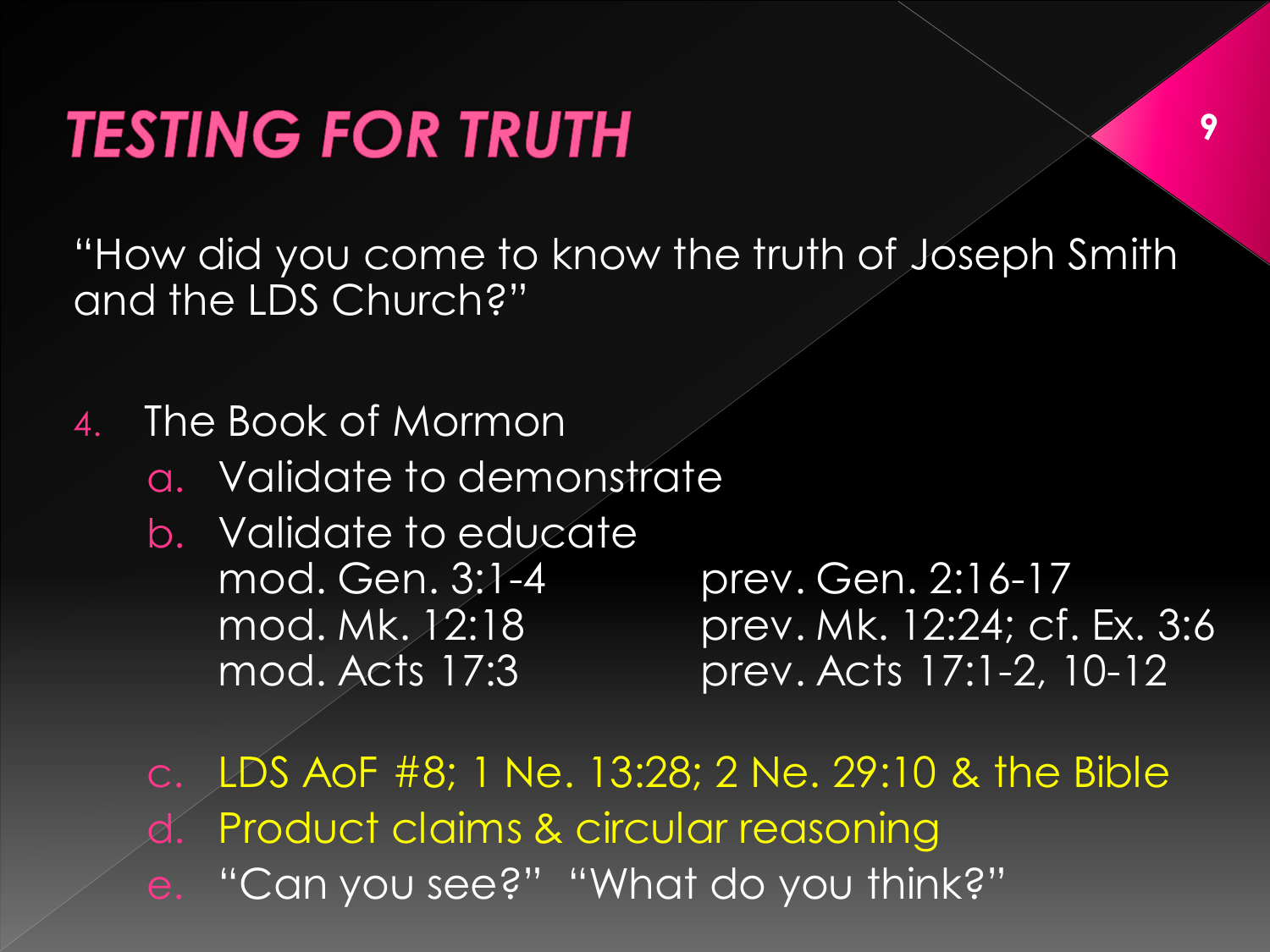# TESTING FOR TRUTH

"How did you come to know the truth of Joseph Smith and the LDS Church?"

4. The Book of Mormon
   a. Validate to demonstrate
   b. Validate to educate

| | |
|---|---|
| mod. Gen. 3:1-4 | prev. Gen. 2:16-17 |
| mod. Mk. 12:18 | prev. Mk. 12:24; cf. Ex. 3:6 |
| mod. Acts 17:3 | prev. Acts 17:1-2, 10-12 |

   c. LDS AoF #8; 1 Ne. 13:28; 2 Ne. 29:10 & the Bible
   d. Product claims & circular reasoning
   e. "Can you see?" "What do you think?"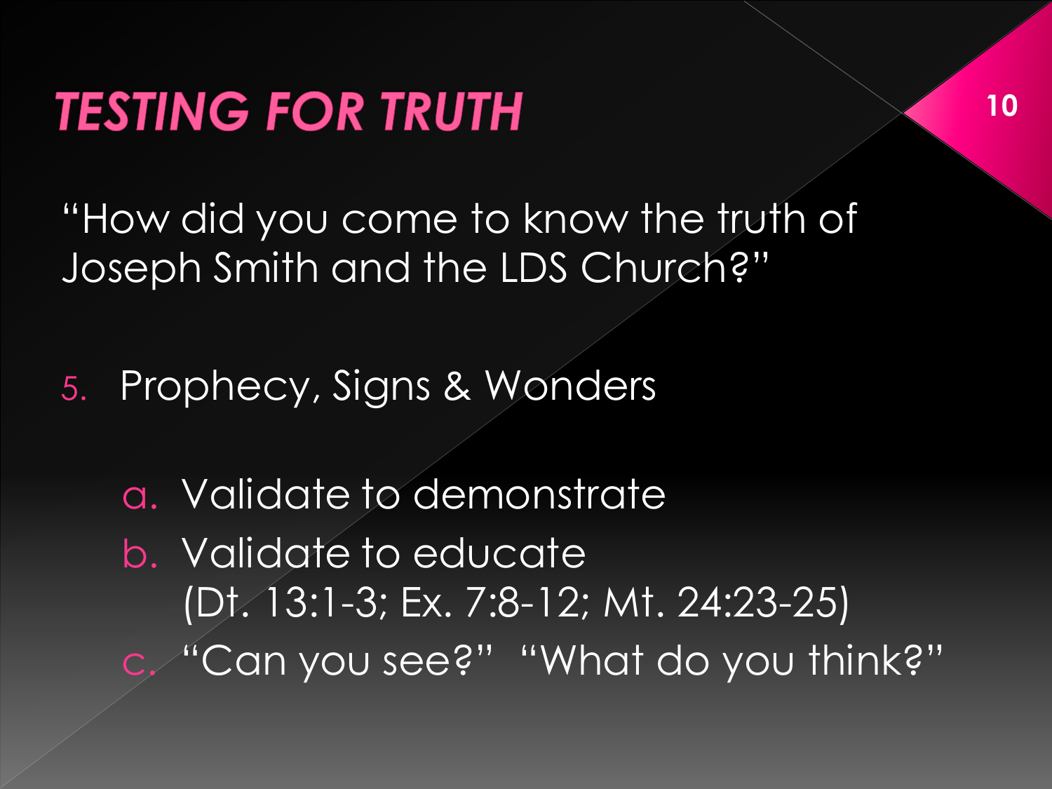# TESTING FOR TRUTH

"How did you come to know the truth of Joseph Smith and the LDS Church?"

5. Prophecy, Signs & Wonders

   a. Validate to demonstrate
   b. Validate to educate (Dt. 13:1-3; Ex. 7:8-12; Mt. 24:23-25)
   c. "Can you see?" "What do you think?"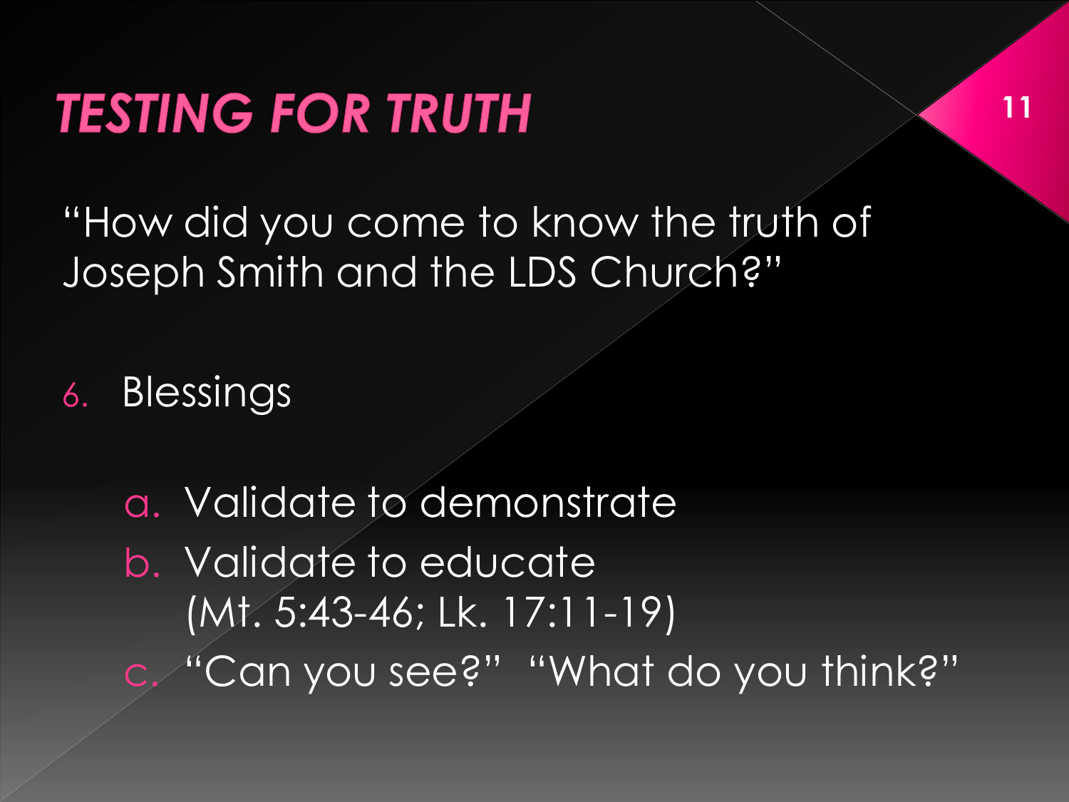# TESTING FOR TRUTH

"How did you come to know the truth of Joseph Smith and the LDS Church?"

6. Blessings

   a. Validate to demonstrate
   b. Validate to educate (Mt. 5:43-46; Lk. 17:11-19)
   c. "Can you see?" "What do you think?"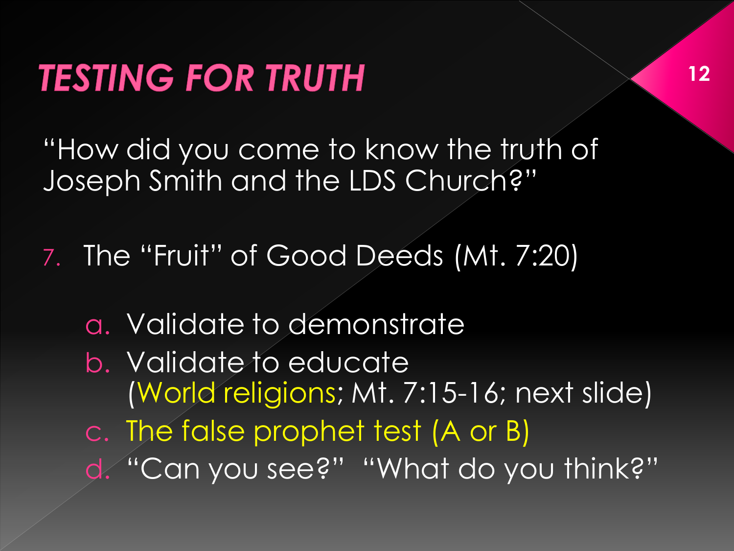# TESTING FOR TRUTH

"How did you come to know the truth of Joseph Smith and the LDS Church?"

7. The "Fruit" of Good Deeds (Mt. 7:20)

   a. Validate to demonstrate
   b. Validate to educate (World religions; Mt. 7:15-16; next slide)
   c. The false prophet test (A or B)
   d. "Can you see?" "What do you think?"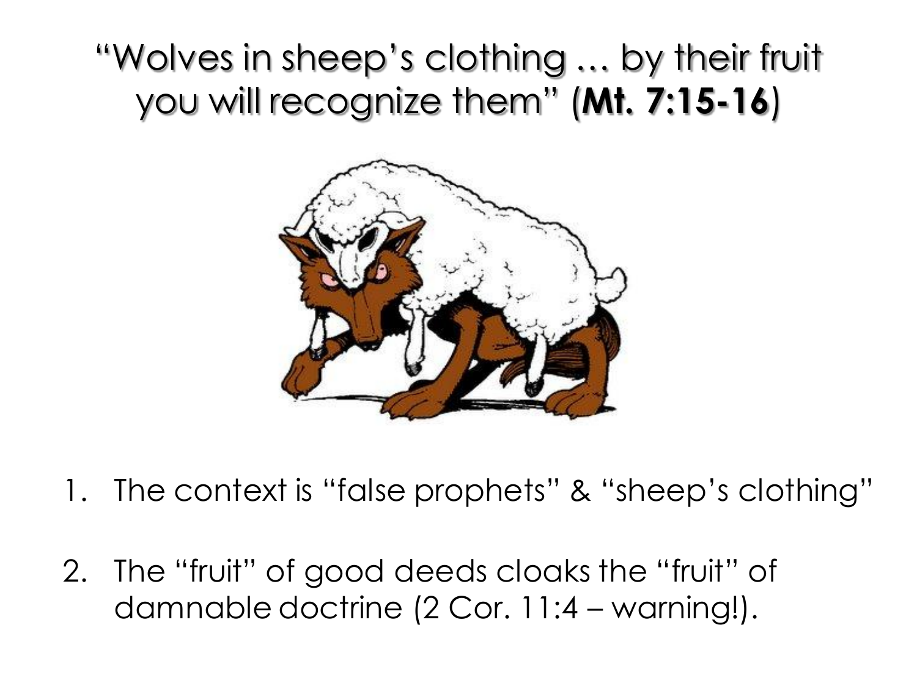# "Wolves in sheep's clothing … by their fruit you will recognize them" (**Mt. 7:15-16**)

1. The context is "false prophets" & "sheep's clothing"

2. The "fruit" of good deeds cloaks the "fruit" of damnable doctrine (2 Cor. 11:4 – warning!).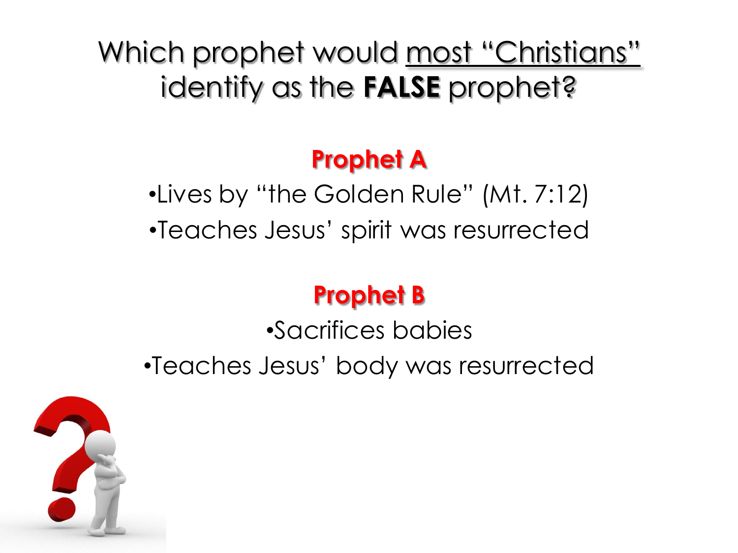# Which prophet would <u>most "Christians"</u> identify as the **FALSE** prophet?

## Prophet A

- Lives by "the Golden Rule" (Mt. 7:12)
- Teaches Jesus' spirit was resurrected

## Prophet B

- Sacrifices babies
- Teaches Jesus' body was resurrected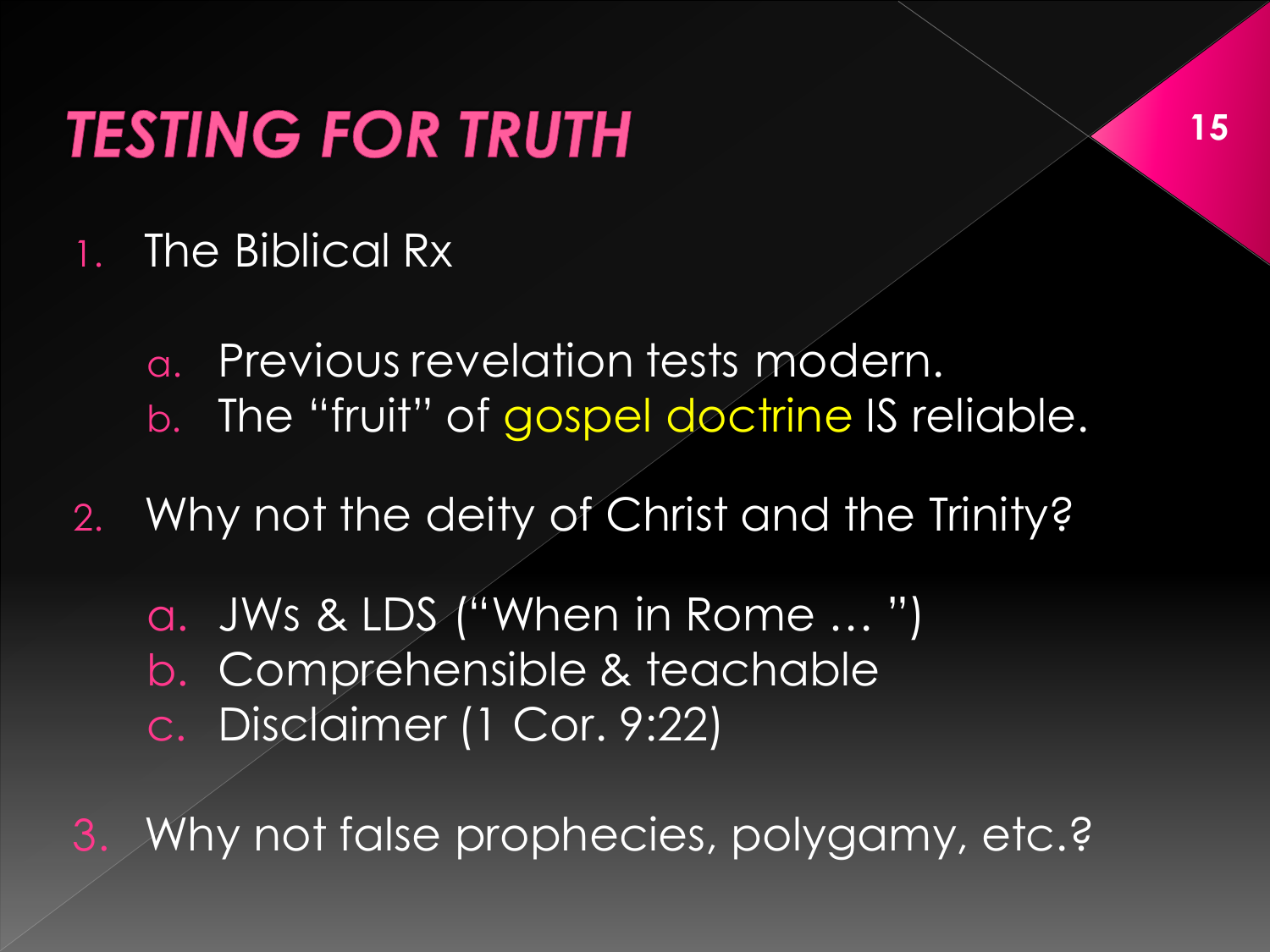# TESTING FOR TRUTH

1. The Biblical Rx

   a. Previous revelation tests modern.
   b. The "fruit" of gospel doctrine IS reliable.

2. Why not the deity of Christ and the Trinity?

   a. JWs & LDS ("When in Rome … ")
   b. Comprehensible & teachable
   c. Disclaimer (1 Cor. 9:22)

3. Why not false prophecies, polygamy, etc.?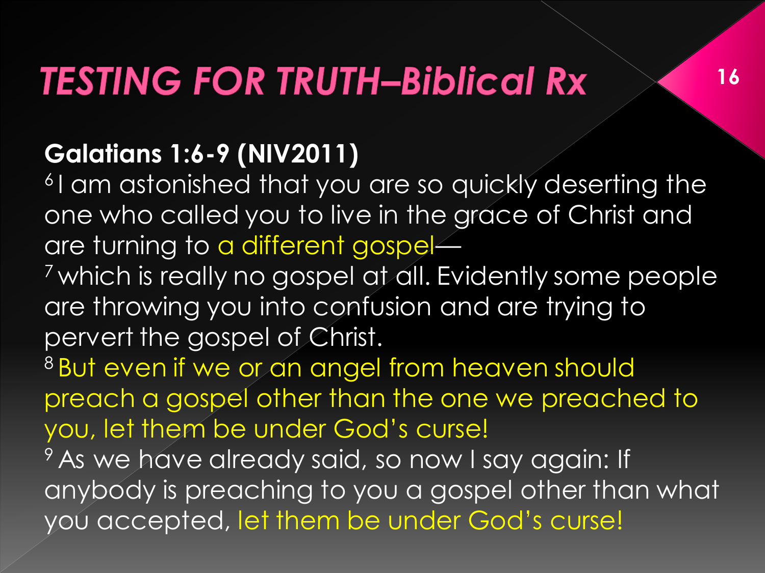# TESTING FOR TRUTH–Biblical Rx

**Galatians 1:6-9 (NIV2011)**

[6] I am astonished that you are so quickly deserting the one who called you to live in the grace of Christ and are turning to a different gospel—

[7] which is really no gospel at all. Evidently some people are throwing you into confusion and are trying to pervert the gospel of Christ.

[8] But even if we or an angel from heaven should preach a gospel other than the one we preached to you, let them be under God's curse!

[9] As we have already said, so now I say again: If anybody is preaching to you a gospel other than what you accepted, let them be under God's curse!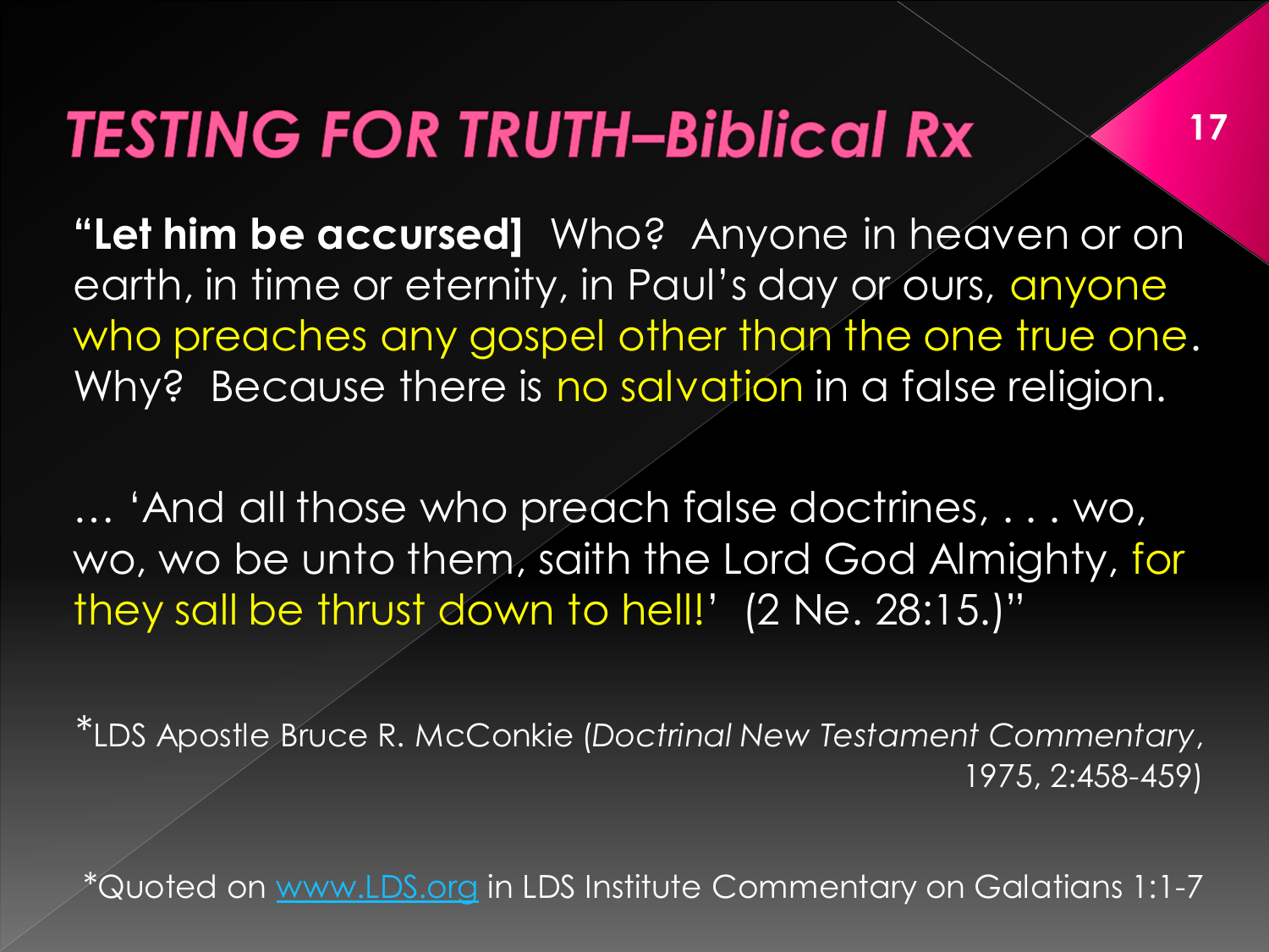# TESTING FOR TRUTH–Biblical Rx

**“Let him be accursed]** Who? Anyone in heaven or on earth, in time or eternity, in Paul’s day or ours, anyone who preaches any gospel other than the one true one. Why? Because there is no salvation in a false religion.

… ‘And all those who preach false doctrines, . . . wo, wo, wo be unto them, saith the Lord God Almighty, for they sall be thrust down to hell!’ (2 Ne. 28:15.)”

*LDS Apostle Bruce R. McConkie (*Doctrinal New Testament Commentary*, 1975, 2:458-459)

*Quoted on www.LDS.org in LDS Institute Commentary on Galatians 1:1-7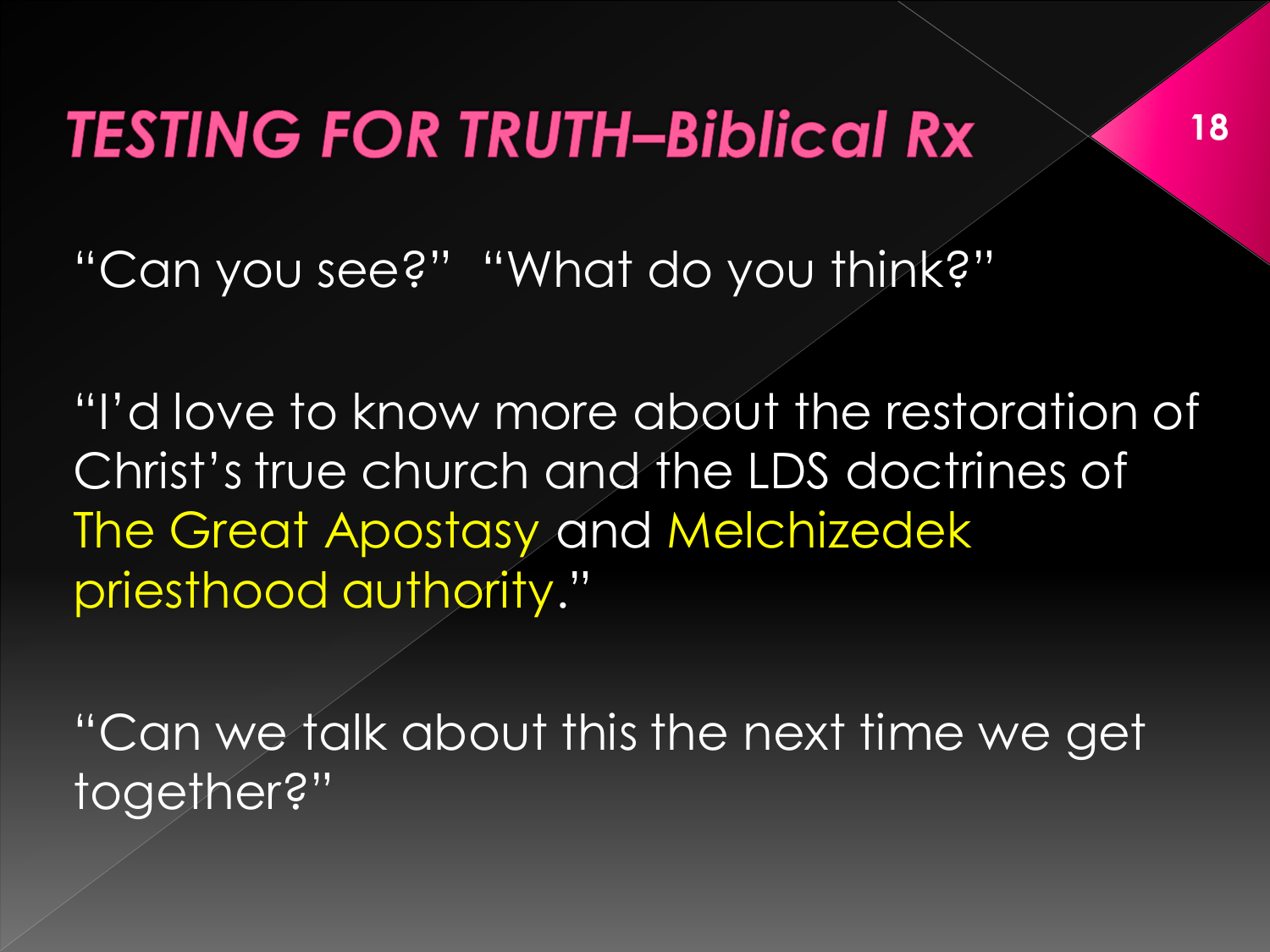# TESTING FOR TRUTH–Biblical Rx

"Can you see?" "What do you think?"

"I'd love to know more about the restoration of Christ's true church and the LDS doctrines of The Great Apostasy and Melchizedek priesthood authority."

"Can we talk about this the next time we get together?"